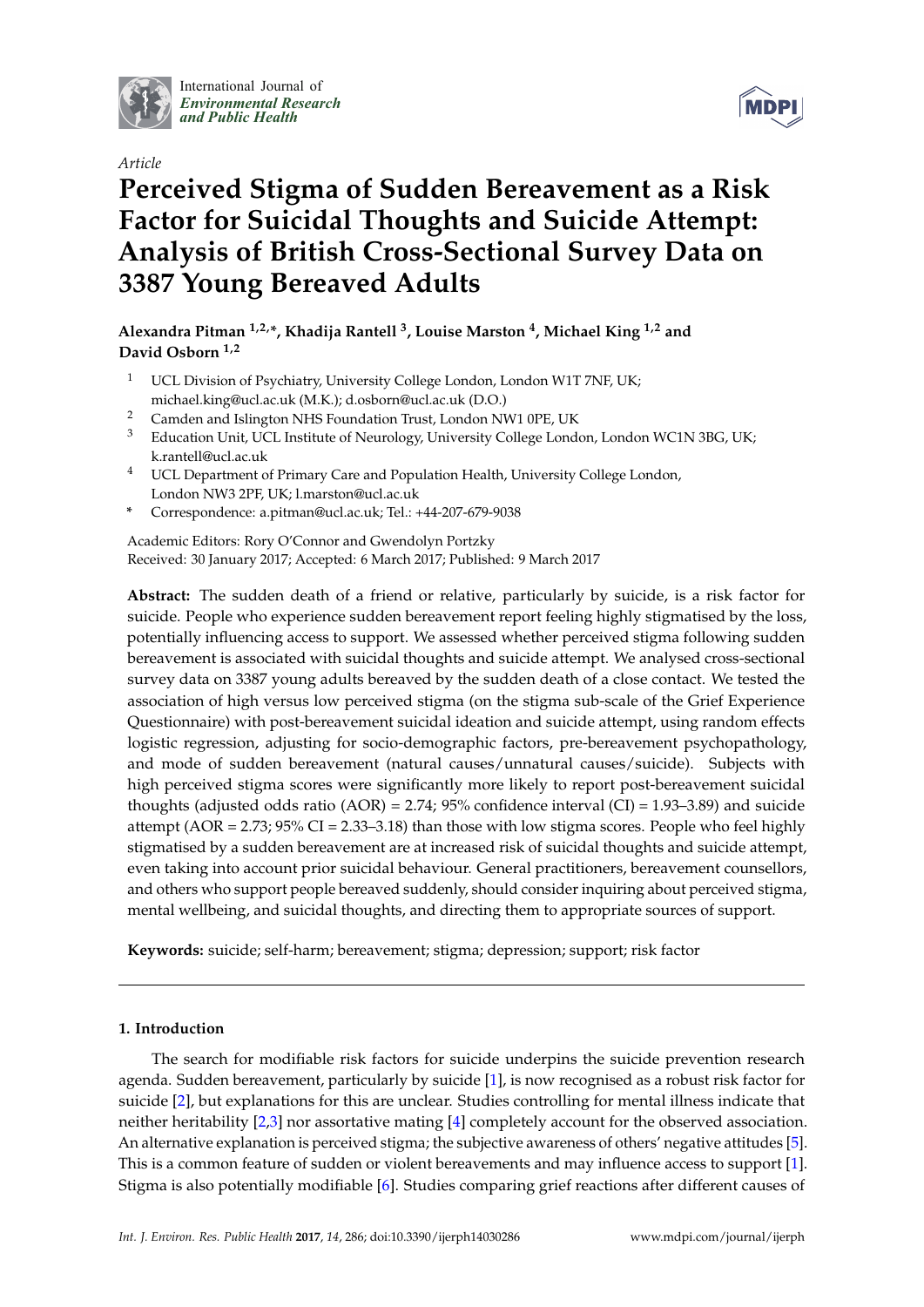International Journal of *Environmental Research and Public Health*

*Article*

# Perceived Stigma of Sudden Bereavement as a Risk Factor for Suicidal Thoughts and Suicide Attempt: Analysis of British Cross-Sectional Survey Data on 3387 Young Bereaved Adults

**Alexandra Pitman [1,2,*], Khadija Rantell [3], Louise Marston [4], Michael King [1,2] and David Osborn [1,2]**

1. UCL Division of Psychiatry, University College London, London W1T 7NF, UK; michael.king@ucl.ac.uk (M.K.); d.osborn@ucl.ac.uk (D.O.)
2. Camden and Islington NHS Foundation Trust, London NW1 0PE, UK
3. Education Unit, UCL Institute of Neurology, University College London, London WC1N 3BG, UK; k.rantell@ucl.ac.uk
4. UCL Department of Primary Care and Population Health, University College London, London NW3 2PF, UK; l.marston@ucl.ac.uk

\* Correspondence: a.pitman@ucl.ac.uk; Tel.: +44-207-679-9038

Academic Editors: Rory O'Connor and Gwendolyn Portzky
Received: 30 January 2017; Accepted: 6 March 2017; Published: 9 March 2017

**Abstract:** The sudden death of a friend or relative, particularly by suicide, is a risk factor for suicide. People who experience sudden bereavement report feeling highly stigmatised by the loss, potentially influencing access to support. We assessed whether perceived stigma following sudden bereavement is associated with suicidal thoughts and suicide attempt. We analysed cross-sectional survey data on 3387 young adults bereaved by the sudden death of a close contact. We tested the association of high versus low perceived stigma (on the stigma sub-scale of the Grief Experience Questionnaire) with post-bereavement suicidal ideation and suicide attempt, using random effects logistic regression, adjusting for socio-demographic factors, pre-bereavement psychopathology, and mode of sudden bereavement (natural causes/unnatural causes/suicide). Subjects with high perceived stigma scores were significantly more likely to report post-bereavement suicidal thoughts (adjusted odds ratio (AOR) = 2.74; 95% confidence interval (CI) = 1.93–3.89) and suicide attempt (AOR = 2.73; 95% CI = 2.33–3.18) than those with low stigma scores. People who feel highly stigmatised by a sudden bereavement are at increased risk of suicidal thoughts and suicide attempt, even taking into account prior suicidal behaviour. General practitioners, bereavement counsellors, and others who support people bereaved suddenly, should consider inquiring about perceived stigma, mental wellbeing, and suicidal thoughts, and directing them to appropriate sources of support.

**Keywords:** suicide; self-harm; bereavement; stigma; depression; support; risk factor

## 1. Introduction

The search for modifiable risk factors for suicide underpins the suicide prevention research agenda. Sudden bereavement, particularly by suicide [1], is now recognised as a robust risk factor for suicide [2], but explanations for this are unclear. Studies controlling for mental illness indicate that neither heritability [2,3] nor assortative mating [4] completely account for the observed association. An alternative explanation is perceived stigma; the subjective awareness of others' negative attitudes [5]. This is a common feature of sudden or violent bereavements and may influence access to support [1]. Stigma is also potentially modifiable [6]. Studies comparing grief reactions after different causes of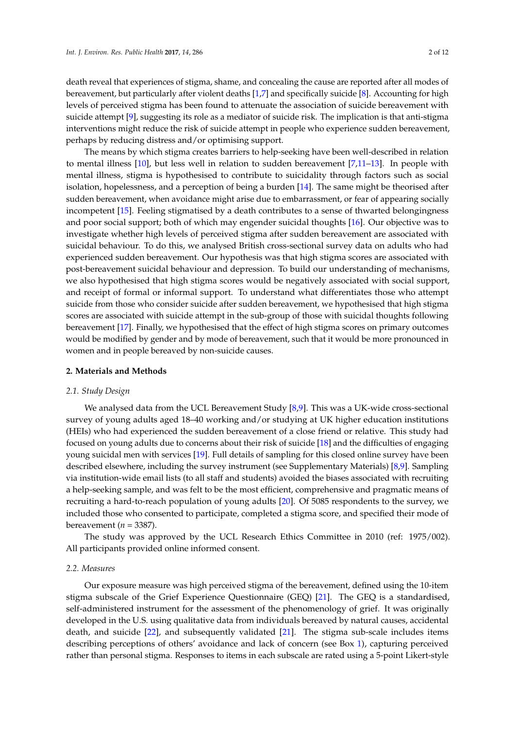death reveal that experiences of stigma, shame, and concealing the cause are reported after all modes of bereavement, but particularly after violent deaths [1,7] and specifically suicide [8]. Accounting for high levels of perceived stigma has been found to attenuate the association of suicide bereavement with suicide attempt [9], suggesting its role as a mediator of suicide risk. The implication is that anti-stigma interventions might reduce the risk of suicide attempt in people who experience sudden bereavement, perhaps by reducing distress and/or optimising support.

The means by which stigma creates barriers to help-seeking have been well-described in relation to mental illness [10], but less well in relation to sudden bereavement [7,11–13]. In people with mental illness, stigma is hypothesised to contribute to suicidality through factors such as social isolation, hopelessness, and a perception of being a burden [14]. The same might be theorised after sudden bereavement, when avoidance might arise due to embarrassment, or fear of appearing socially incompetent [15]. Feeling stigmatised by a death contributes to a sense of thwarted belongingness and poor social support; both of which may engender suicidal thoughts [16]. Our objective was to investigate whether high levels of perceived stigma after sudden bereavement are associated with suicidal behaviour. To do this, we analysed British cross-sectional survey data on adults who had experienced sudden bereavement. Our hypothesis was that high stigma scores are associated with post-bereavement suicidal behaviour and depression. To build our understanding of mechanisms, we also hypothesised that high stigma scores would be negatively associated with social support, and receipt of formal or informal support. To understand what differentiates those who attempt suicide from those who consider suicide after sudden bereavement, we hypothesised that high stigma scores are associated with suicide attempt in the sub-group of those with suicidal thoughts following bereavement [17]. Finally, we hypothesised that the effect of high stigma scores on primary outcomes would be modified by gender and by mode of bereavement, such that it would be more pronounced in women and in people bereaved by non-suicide causes.

## 2. Materials and Methods

### 2.1. Study Design

We analysed data from the UCL Bereavement Study [8,9]. This was a UK-wide cross-sectional survey of young adults aged 18–40 working and/or studying at UK higher education institutions (HEIs) who had experienced the sudden bereavement of a close friend or relative. This study had focused on young adults due to concerns about their risk of suicide [18] and the difficulties of engaging young suicidal men with services [19]. Full details of sampling for this closed online survey have been described elsewhere, including the survey instrument (see Supplementary Materials) [8,9]. Sampling via institution-wide email lists (to all staff and students) avoided the biases associated with recruiting a help-seeking sample, and was felt to be the most efficient, comprehensive and pragmatic means of recruiting a hard-to-reach population of young adults [20]. Of 5085 respondents to the survey, we included those who consented to participate, completed a stigma score, and specified their mode of bereavement ($n$ = 3387).

The study was approved by the UCL Research Ethics Committee in 2010 (ref: 1975/002). All participants provided online informed consent.

### 2.2. Measures

Our exposure measure was high perceived stigma of the bereavement, defined using the 10-item stigma subscale of the Grief Experience Questionnaire (GEQ) [21]. The GEQ is a standardised, self-administered instrument for the assessment of the phenomenology of grief. It was originally developed in the U.S. using qualitative data from individuals bereaved by natural causes, accidental death, and suicide [22], and subsequently validated [21]. The stigma sub-scale includes items describing perceptions of others' avoidance and lack of concern (see Box 1), capturing perceived rather than personal stigma. Responses to items in each subscale are rated using a 5-point Likert-style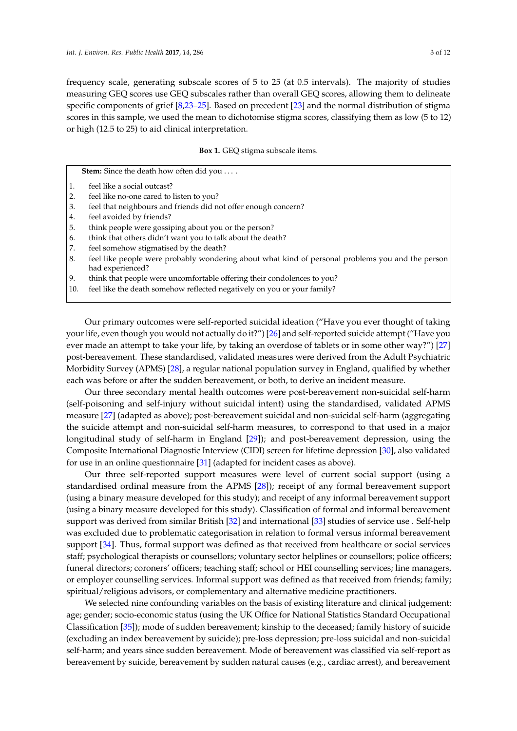frequency scale, generating subscale scores of 5 to 25 (at 0.5 intervals). The majority of studies measuring GEQ scores use GEQ subscales rather than overall GEQ scores, allowing them to delineate specific components of grief [8,23–25]. Based on precedent [23] and the normal distribution of stigma scores in this sample, we used the mean to dichotomise stigma scores, classifying them as low (5 to 12) or high (12.5 to 25) to aid clinical interpretation.

**Box 1.** GEQ stigma subscale items.

**Stem:** Since the death how often did you . . . .

1. feel like a social outcast?
2. feel like no-one cared to listen to you?
3. feel that neighbours and friends did not offer enough concern?
4. feel avoided by friends?
5. think people were gossiping about you or the person?
6. think that others didn't want you to talk about the death?
7. feel somehow stigmatised by the death?
8. feel like people were probably wondering about what kind of personal problems you and the person had experienced?
9. think that people were uncomfortable offering their condolences to you?
10. feel like the death somehow reflected negatively on you or your family?

Our primary outcomes were self-reported suicidal ideation ("Have you ever thought of taking your life, even though you would not actually do it?") [26] and self-reported suicide attempt ("Have you ever made an attempt to take your life, by taking an overdose of tablets or in some other way?") [27] post-bereavement. These standardised, validated measures were derived from the Adult Psychiatric Morbidity Survey (APMS) [28], a regular national population survey in England, qualified by whether each was before or after the sudden bereavement, or both, to derive an incident measure.

Our three secondary mental health outcomes were post-bereavement non-suicidal self-harm (self-poisoning and self-injury without suicidal intent) using the standardised, validated APMS measure [27] (adapted as above); post-bereavement suicidal and non-suicidal self-harm (aggregating the suicide attempt and non-suicidal self-harm measures, to correspond to that used in a major longitudinal study of self-harm in England [29]); and post-bereavement depression, using the Composite International Diagnostic Interview (CIDI) screen for lifetime depression [30], also validated for use in an online questionnaire [31] (adapted for incident cases as above).

Our three self-reported support measures were level of current social support (using a standardised ordinal measure from the APMS [28]); receipt of any formal bereavement support (using a binary measure developed for this study); and receipt of any informal bereavement support (using a binary measure developed for this study). Classification of formal and informal bereavement support was derived from similar British [32] and international [33] studies of service use . Self-help was excluded due to problematic categorisation in relation to formal versus informal bereavement support [34]. Thus, formal support was defined as that received from healthcare or social services staff; psychological therapists or counsellors; voluntary sector helplines or counsellors; police officers; funeral directors; coroners' officers; teaching staff; school or HEI counselling services; line managers, or employer counselling services. Informal support was defined as that received from friends; family; spiritual/religious advisors, or complementary and alternative medicine practitioners.

We selected nine confounding variables on the basis of existing literature and clinical judgement: age; gender; socio-economic status (using the UK Office for National Statistics Standard Occupational Classification [35]); mode of sudden bereavement; kinship to the deceased; family history of suicide (excluding an index bereavement by suicide); pre-loss depression; pre-loss suicidal and non-suicidal self-harm; and years since sudden bereavement. Mode of bereavement was classified via self-report as bereavement by suicide, bereavement by sudden natural causes (e.g., cardiac arrest), and bereavement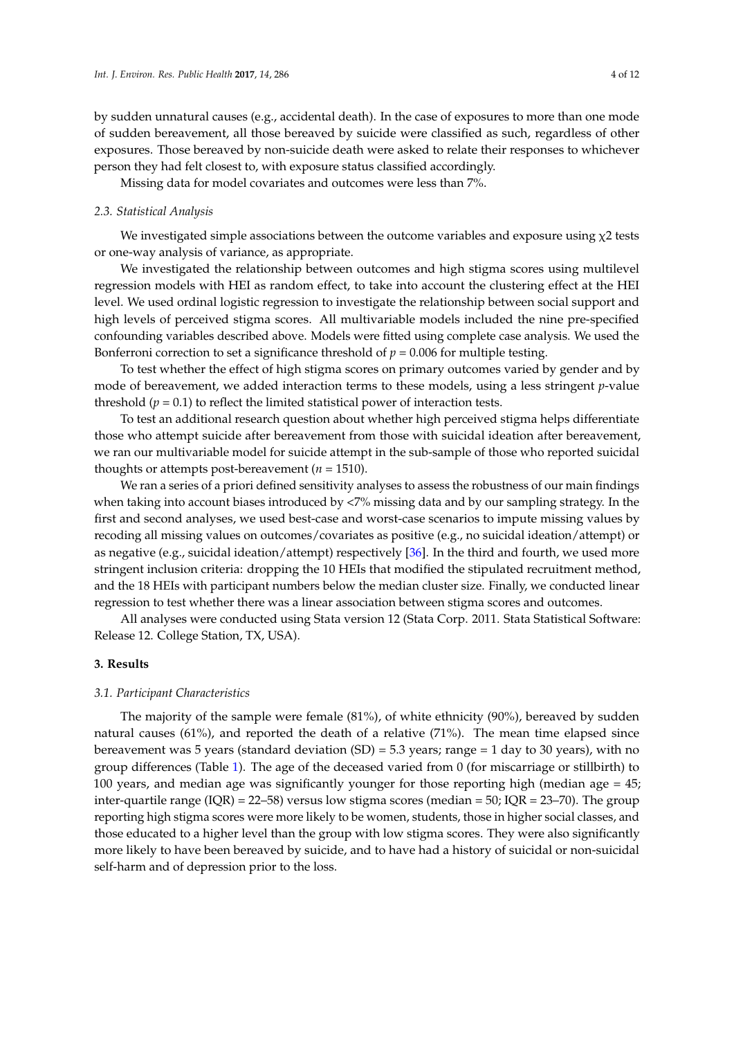by sudden unnatural causes (e.g., accidental death). In the case of exposures to more than one mode of sudden bereavement, all those bereaved by suicide were classified as such, regardless of other exposures. Those bereaved by non-suicide death were asked to relate their responses to whichever person they had felt closest to, with exposure status classified accordingly.

Missing data for model covariates and outcomes were less than 7%.

### *2.3. Statistical Analysis*

We investigated simple associations between the outcome variables and exposure using $\chi 2$ tests or one-way analysis of variance, as appropriate.

We investigated the relationship between outcomes and high stigma scores using multilevel regression models with HEI as random effect, to take into account the clustering effect at the HEI level. We used ordinal logistic regression to investigate the relationship between social support and high levels of perceived stigma scores. All multivariable models included the nine pre-specified confounding variables described above. Models were fitted using complete case analysis. We used the Bonferroni correction to set a significance threshold of $p = 0.006$ for multiple testing.

To test whether the effect of high stigma scores on primary outcomes varied by gender and by mode of bereavement, we added interaction terms to these models, using a less stringent $p$-value threshold ($p = 0.1$) to reflect the limited statistical power of interaction tests.

To test an additional research question about whether high perceived stigma helps differentiate those who attempt suicide after bereavement from those with suicidal ideation after bereavement, we ran our multivariable model for suicide attempt in the sub-sample of those who reported suicidal thoughts or attempts post-bereavement ($n = 1510$).

We ran a series of a priori defined sensitivity analyses to assess the robustness of our main findings when taking into account biases introduced by <7% missing data and by our sampling strategy. In the first and second analyses, we used best-case and worst-case scenarios to impute missing values by recoding all missing values on outcomes/covariates as positive (e.g., no suicidal ideation/attempt) or as negative (e.g., suicidal ideation/attempt) respectively [36]. In the third and fourth, we used more stringent inclusion criteria: dropping the 10 HEIs that modified the stipulated recruitment method, and the 18 HEIs with participant numbers below the median cluster size. Finally, we conducted linear regression to test whether there was a linear association between stigma scores and outcomes.

All analyses were conducted using Stata version 12 (Stata Corp. 2011. Stata Statistical Software: Release 12. College Station, TX, USA).

## 3. Results

### *3.1. Participant Characteristics*

The majority of the sample were female (81%), of white ethnicity (90%), bereaved by sudden natural causes (61%), and reported the death of a relative (71%). The mean time elapsed since bereavement was 5 years (standard deviation (SD) = 5.3 years; range = 1 day to 30 years), with no group differences (Table 1). The age of the deceased varied from 0 (for miscarriage or stillbirth) to 100 years, and median age was significantly younger for those reporting high (median age = 45; inter-quartile range (IQR) = 22–58) versus low stigma scores (median = 50; IQR = 23–70). The group reporting high stigma scores were more likely to be women, students, those in higher social classes, and those educated to a higher level than the group with low stigma scores. They were also significantly more likely to have been bereaved by suicide, and to have had a history of suicidal or non-suicidal self-harm and of depression prior to the loss.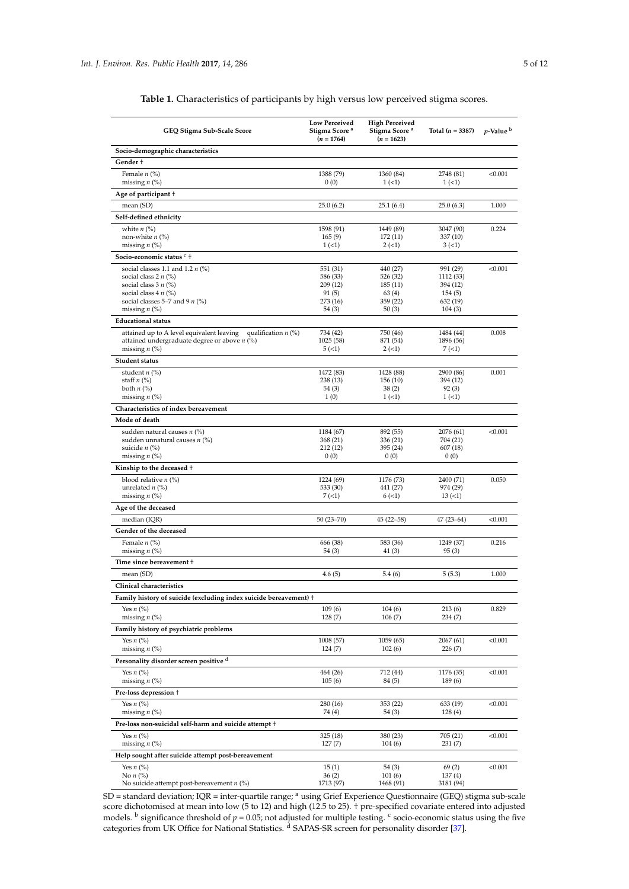**Table 1.** Characteristics of participants by high versus low perceived stigma scores.

| GEQ Stigma Sub-Scale Score | Low Perceived Stigma Score [a] ($n$ = 1764) | High Perceived Stigma Score [a] ($n$ = 1623) | Total ($n$ = 3387) | $p$-Value [b] |
|---|---|---|---|---|
| **Socio-demographic characteristics** | | | | |
| **Gender †** | | | | |
| Female $n$ (%) | 1388 (79) | 1360 (84) | 2748 (81) | <0.001 |
| missing $n$ (%) | 0 (0) | 1 (<1) | 1 (<1) | |
| **Age of participant †** | | | | |
| mean (SD) | 25.0 (6.2) | 25.1 (6.4) | 25.0 (6.3) | 1.000 |
| **Self-defined ethnicity** | | | | |
| white $n$ (%) | 1598 (91) | 1449 (89) | 3047 (90) | 0.224 |
| non-white $n$ (%) | 165 (9) | 172 (11) | 337 (10) | |
| missing $n$ (%) | 1 (<1) | 2 (<1) | 3 (<1) | |
| **Socio-economic status [c] †** | | | | |
| social classes 1.1 and 1.2 $n$ (%) | 551 (31) | 440 (27) | 991 (29) | <0.001 |
| social class 2 $n$ (%) | 586 (33) | 526 (32) | 1112 (33) | |
| social class 3 $n$ (%) | 209 (12) | 185 (11) | 394 (12) | |
| social class 4 $n$ (%) | 91 (5) | 63 (4) | 154 (5) | |
| social classes 5–7 and 9 $n$ (%) | 273 (16) | 359 (22) | 632 (19) | |
| missing $n$ (%) | 54 (3) | 50 (3) | 104 (3) | |
| **Educational status** | | | | |
| attained up to A level equivalent leaving qualification $n$ (%) | 734 (42) | 750 (46) | 1484 (44) | 0.008 |
| attained undergraduate degree or above $n$ (%) | 1025 (58) | 871 (54) | 1896 (56) | |
| missing $n$ (%) | 5 (<1) | 2 (<1) | 7 (<1) | |
| **Student status** | | | | |
| student $n$ (%) | 1472 (83) | 1428 (88) | 2900 (86) | 0.001 |
| staff $n$ (%) | 238 (13) | 156 (10) | 394 (12) | |
| both $n$ (%) | 54 (3) | 38 (2) | 92 (3) | |
| missing $n$ (%) | 1 (0) | 1 (<1) | 1 (<1) | |
| **Characteristics of index bereavement** | | | | |
| **Mode of death** | | | | |
| sudden natural causes $n$ (%) | 1184 (67) | 892 (55) | 2076 (61) | <0.001 |
| sudden unnatural causes $n$ (%) | 368 (21) | 336 (21) | 704 (21) | |
| suicide $n$ (%) | 212 (12) | 395 (24) | 607 (18) | |
| missing $n$ (%) | 0 (0) | 0 (0) | 0 (0) | |
| **Kinship to the deceased †** | | | | |
| blood relative $n$ (%) | 1224 (69) | 1176 (73) | 2400 (71) | 0.050 |
| unrelated $n$ (%) | 533 (30) | 441 (27) | 974 (29) | |
| missing $n$ (%) | 7 (<1) | 6 (<1) | 13 (<1) | |
| **Age of the deceased** | | | | |
| median (IQR) | 50 (23–70) | 45 (22–58) | 47 (23–64) | <0.001 |
| **Gender of the deceased** | | | | |
| Female $n$ (%) | 666 (38) | 583 (36) | 1249 (37) | 0.216 |
| missing $n$ (%) | 54 (3) | 41 (3) | 95 (3) | |
| **Time since bereavement †** | | | | |
| mean (SD) | 4.6 (5) | 5.4 (6) | 5 (5.3) | 1.000 |
| **Clinical characteristics** | | | | |
| **Family history of suicide (excluding index suicide bereavement) †** | | | | |
| Yes $n$ (%) | 109 (6) | 104 (6) | 213 (6) | 0.829 |
| missing $n$ (%) | 128 (7) | 106 (7) | 234 (7) | |
| **Family history of psychiatric problems** | | | | |
| Yes $n$ (%) | 1008 (57) | 1059 (65) | 2067 (61) | <0.001 |
| missing $n$ (%) | 124 (7) | 102 (6) | 226 (7) | |
| **Personality disorder screen positive [d]** | | | | |
| Yes $n$ (%) | 464 (26) | 712 (44) | 1176 (35) | <0.001 |
| missing $n$ (%) | 105 (6) | 84 (5) | 189 (6) | |
| **Pre-loss depression †** | | | | |
| Yes $n$ (%) | 280 (16) | 353 (22) | 633 (19) | <0.001 |
| missing $n$ (%) | 74 (4) | 54 (3) | 128 (4) | |
| **Pre-loss non-suicidal self-harm and suicide attempt †** | | | | |
| Yes $n$ (%) | 325 (18) | 380 (23) | 705 (21) | <0.001 |
| missing $n$ (%) | 127 (7) | 104 (6) | 231 (7) | |
| **Help sought after suicide attempt post-bereavement** | | | | |
| Yes $n$ (%) | 15 (1) | 54 (3) | 69 (2) | <0.001 |
| No $n$ (%) | 36 (2) | 101 (6) | 137 (4) | |
| No suicide attempt post-bereavement $n$ (%) | 1713 (97) | 1468 (91) | 3181 (94) | |

SD = standard deviation; IQR = inter-quartile range; [a] using Grief Experience Questionnaire (GEQ) stigma sub-scale score dichotomised at mean into low (5 to 12) and high (12.5 to 25). † pre-specified covariate entered into adjusted models. [b] significance threshold of $p = 0.05$; not adjusted for multiple testing. [c] socio-economic status using the five categories from UK Office for National Statistics. [d] SAPAS-SR screen for personality disorder [37].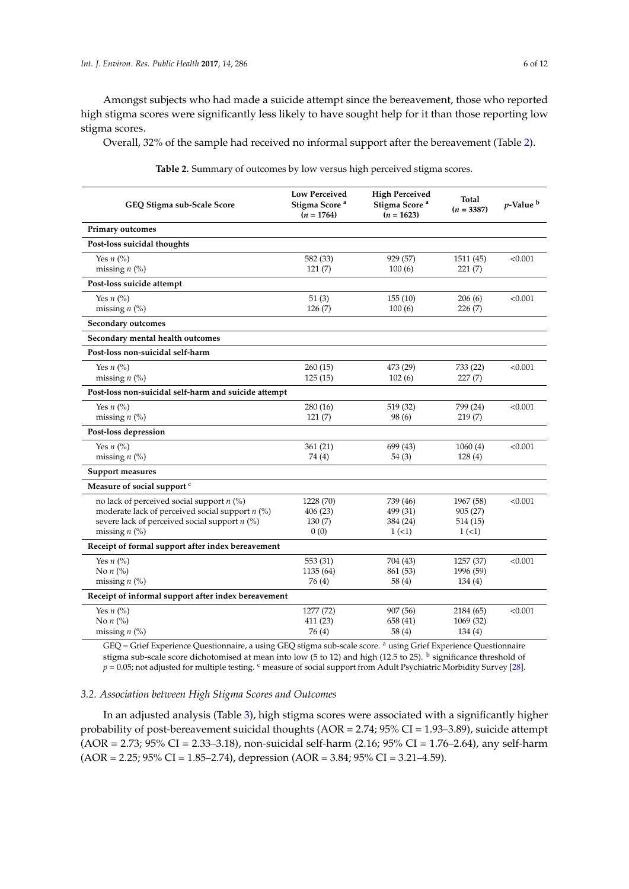Amongst subjects who had made a suicide attempt since the bereavement, those who reported high stigma scores were significantly less likely to have sought help for it than those reporting low stigma scores.

Overall, 32% of the sample had received no informal support after the bereavement (Table 2).

**Table 2.** Summary of outcomes by low versus high perceived stigma scores.

| GEQ Stigma sub-Scale Score | Low Perceived Stigma Score [a] ($n$ = 1764) | High Perceived Stigma Score [a] ($n$ = 1623) | Total ($n$ = 3387) | $p$-Value [b] |
|---|---|---|---|---|
| **Primary outcomes** | | | | |
| **Post-loss suicidal thoughts** | | | | |
| Yes $n$ (%) | 582 (33) | 929 (57) | 1511 (45) | <0.001 |
| missing $n$ (%) | 121 (7) | 100 (6) | 221 (7) | |
| **Post-loss suicide attempt** | | | | |
| Yes $n$ (%) | 51 (3) | 155 (10) | 206 (6) | <0.001 |
| missing $n$ (%) | 126 (7) | 100 (6) | 226 (7) | |
| **Secondary outcomes** | | | | |
| **Secondary mental health outcomes** | | | | |
| **Post-loss non-suicidal self-harm** | | | | |
| Yes $n$ (%) | 260 (15) | 473 (29) | 733 (22) | <0.001 |
| missing $n$ (%) | 125 (15) | 102 (6) | 227 (7) | |
| **Post-loss non-suicidal self-harm and suicide attempt** | | | | |
| Yes $n$ (%) | 280 (16) | 519 (32) | 799 (24) | <0.001 |
| missing $n$ (%) | 121 (7) | 98 (6) | 219 (7) | |
| **Post-loss depression** | | | | |
| Yes $n$ (%) | 361 (21) | 699 (43) | 1060 (4) | <0.001 |
| missing $n$ (%) | 74 (4) | 54 (3) | 128 (4) | |
| **Support measures** | | | | |
| **Measure of social support [c]** | | | | |
| no lack of perceived social support $n$ (%) | 1228 (70) | 739 (46) | 1967 (58) | <0.001 |
| moderate lack of perceived social support $n$ (%) | 406 (23) | 499 (31) | 905 (27) | |
| severe lack of perceived social support $n$ (%) | 130 (7) | 384 (24) | 514 (15) | |
| missing $n$ (%) | 0 (0) | 1 (<1) | 1 (<1) | |
| **Receipt of formal support after index bereavement** | | | | |
| Yes $n$ (%) | 553 (31) | 704 (43) | 1257 (37) | <0.001 |
| No $n$ (%) | 1135 (64) | 861 (53) | 1996 (59) | |
| missing $n$ (%) | 76 (4) | 58 (4) | 134 (4) | |
| **Receipt of informal support after index bereavement** | | | | |
| Yes $n$ (%) | 1277 (72) | 907 (56) | 2184 (65) | <0.001 |
| No $n$ (%) | 411 (23) | 658 (41) | 1069 (32) | |
| missing $n$ (%) | 76 (4) | 58 (4) | 134 (4) | |

GEQ = Grief Experience Questionnaire, a using GEQ stigma sub-scale score. [a] using Grief Experience Questionnaire stigma sub-scale score dichotomised at mean into low (5 to 12) and high (12.5 to 25). [b] significance threshold of $p = 0.05$; not adjusted for multiple testing. [c] measure of social support from Adult Psychiatric Morbidity Survey [28].

### 3.2. Association between High Stigma Scores and Outcomes

In an adjusted analysis (Table 3), high stigma scores were associated with a significantly higher probability of post-bereavement suicidal thoughts (AOR = 2.74; 95% CI = 1.93–3.89), suicide attempt (AOR = 2.73; 95% CI = 2.33–3.18), non-suicidal self-harm (2.16; 95% CI = 1.76–2.64), any self-harm (AOR = 2.25; 95% CI = 1.85–2.74), depression (AOR = 3.84; 95% CI = 3.21–4.59).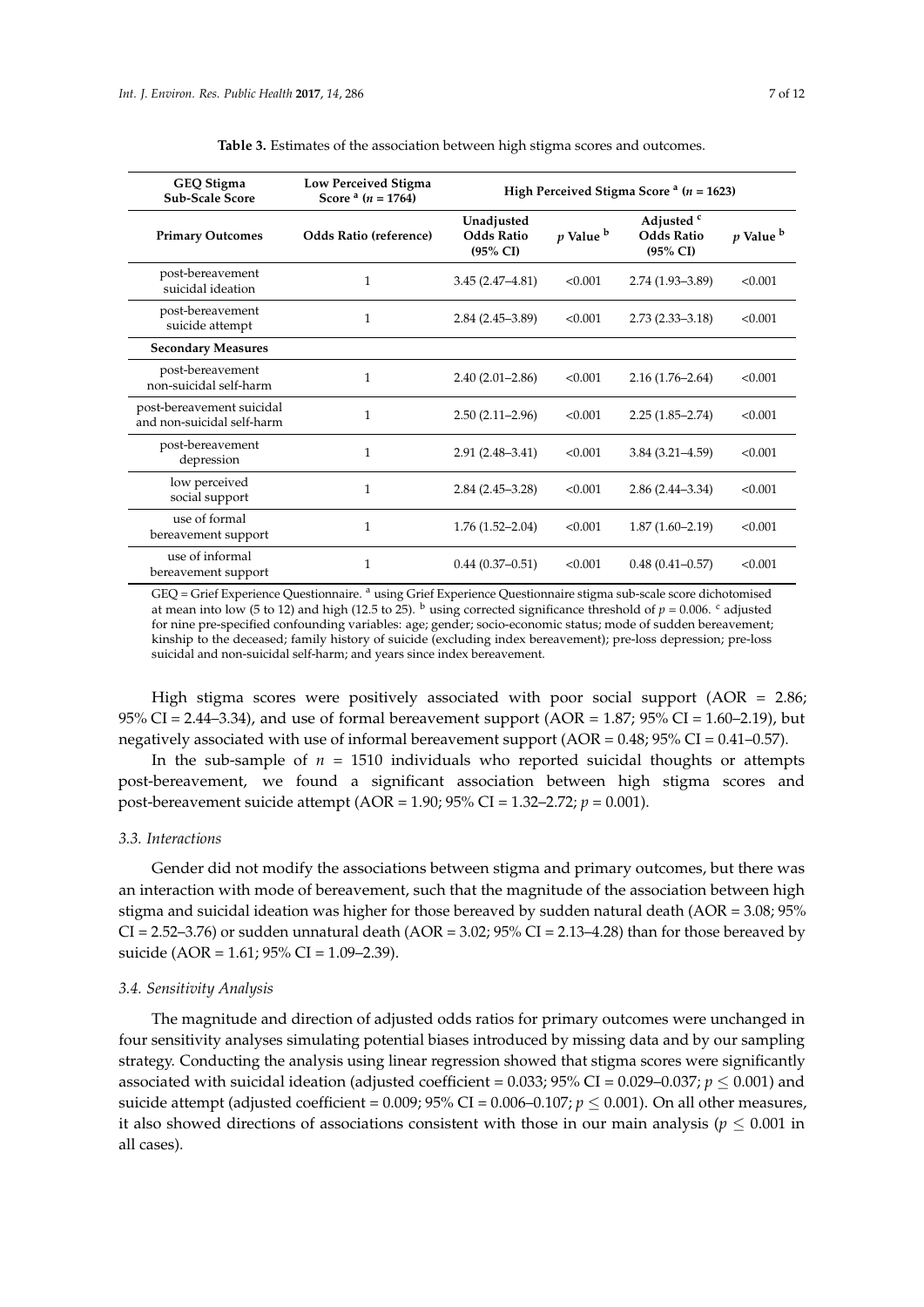**Table 3.** Estimates of the association between high stigma scores and outcomes.

| GEQ Stigma Sub-Scale Score | Low Perceived Stigma Score [a] ($n$ = 1764) | High Perceived Stigma Score [a] ($n$ = 1623) | | | |
|---|---|---|---|---|---|
| **Primary Outcomes** | **Odds Ratio (reference)** | **Unadjusted Odds Ratio (95% CI)** | ***p* Value [b]** | **Adjusted [c] Odds Ratio (95% CI)** | ***p* Value [b]** |
| post-bereavement suicidal ideation | 1 | 3.45 (2.47–4.81) | <0.001 | 2.74 (1.93–3.89) | <0.001 |
| post-bereavement suicide attempt | 1 | 2.84 (2.45–3.89) | <0.001 | 2.73 (2.33–3.18) | <0.001 |
| **Secondary Measures** | | | | | |
| post-bereavement non-suicidal self-harm | 1 | 2.40 (2.01–2.86) | <0.001 | 2.16 (1.76–2.64) | <0.001 |
| post-bereavement suicidal and non-suicidal self-harm | 1 | 2.50 (2.11–2.96) | <0.001 | 2.25 (1.85–2.74) | <0.001 |
| post-bereavement depression | 1 | 2.91 (2.48–3.41) | <0.001 | 3.84 (3.21–4.59) | <0.001 |
| low perceived social support | 1 | 2.84 (2.45–3.28) | <0.001 | 2.86 (2.44–3.34) | <0.001 |
| use of formal bereavement support | 1 | 1.76 (1.52–2.04) | <0.001 | 1.87 (1.60–2.19) | <0.001 |
| use of informal bereavement support | 1 | 0.44 (0.37–0.51) | <0.001 | 0.48 (0.41–0.57) | <0.001 |

GEQ = Grief Experience Questionnaire. [a] using Grief Experience Questionnaire stigma sub-scale score dichotomised at mean into low (5 to 12) and high (12.5 to 25). [b] using corrected significance threshold of $p = 0.006$. [c] adjusted for nine pre-specified confounding variables: age; gender; socio-economic status; mode of sudden bereavement; kinship to the deceased; family history of suicide (excluding index bereavement); pre-loss depression; pre-loss suicidal and non-suicidal self-harm; and years since index bereavement.

High stigma scores were positively associated with poor social support (AOR = 2.86; 95% CI = 2.44–3.34), and use of formal bereavement support (AOR = 1.87; 95% CI = 1.60–2.19), but negatively associated with use of informal bereavement support (AOR = 0.48; 95% CI = 0.41–0.57).

In the sub-sample of $n$ = 1510 individuals who reported suicidal thoughts or attempts post-bereavement, we found a significant association between high stigma scores and post-bereavement suicide attempt (AOR = 1.90; 95% CI = 1.32–2.72; $p = 0.001$).

### 3.3. Interactions

Gender did not modify the associations between stigma and primary outcomes, but there was an interaction with mode of bereavement, such that the magnitude of the association between high stigma and suicidal ideation was higher for those bereaved by sudden natural death (AOR = 3.08; 95% CI = 2.52–3.76) or sudden unnatural death (AOR = 3.02; 95% CI = 2.13–4.28) than for those bereaved by suicide (AOR = 1.61; 95% CI = 1.09–2.39).

### 3.4. Sensitivity Analysis

The magnitude and direction of adjusted odds ratios for primary outcomes were unchanged in four sensitivity analyses simulating potential biases introduced by missing data and by our sampling strategy. Conducting the analysis using linear regression showed that stigma scores were significantly associated with suicidal ideation (adjusted coefficient = 0.033; 95% CI = 0.029–0.037; $p \leq 0.001$) and suicide attempt (adjusted coefficient = 0.009; 95% CI = 0.006–0.107; $p \leq 0.001$). On all other measures, it also showed directions of associations consistent with those in our main analysis ($p \leq 0.001$ in all cases).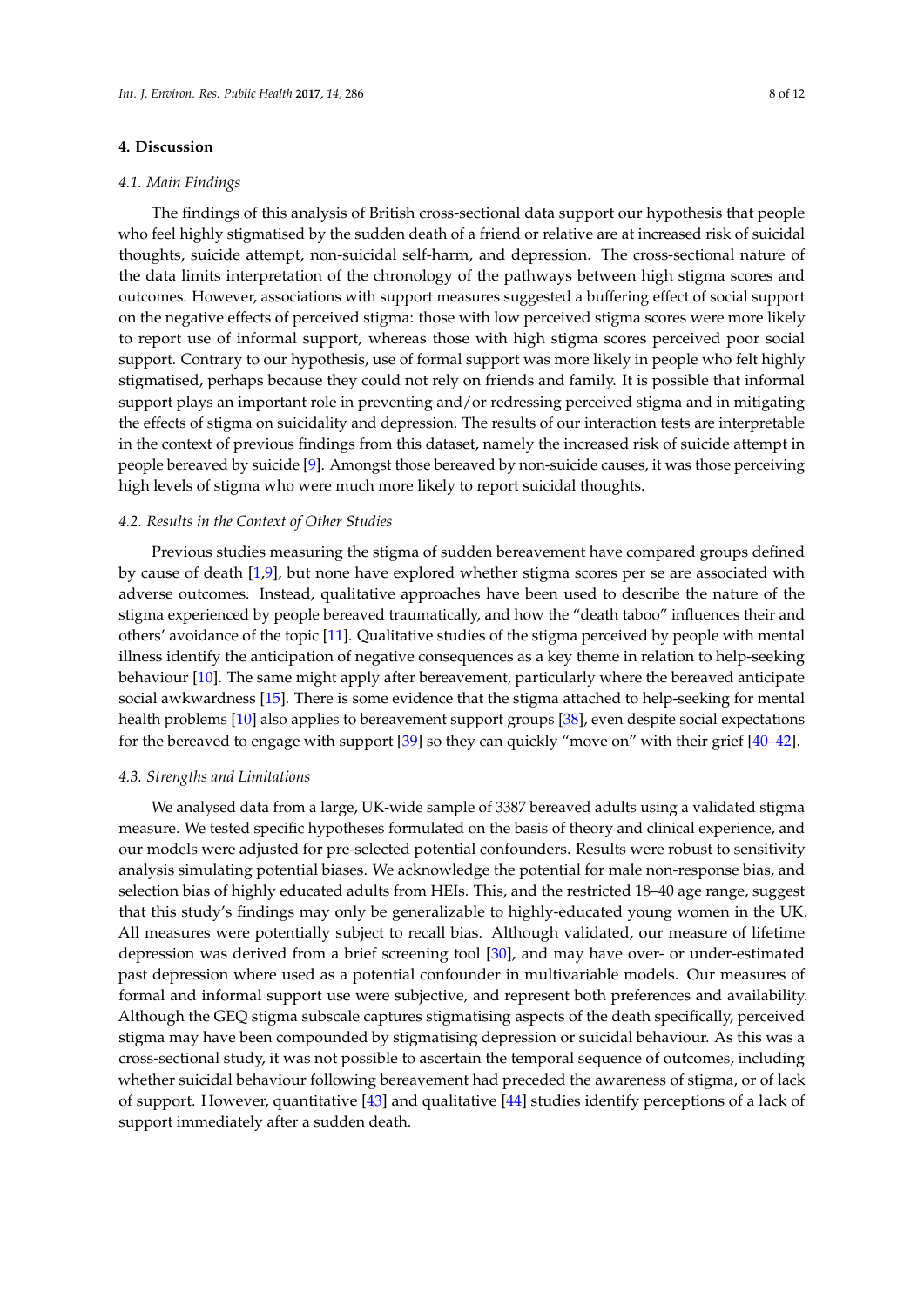## 4. Discussion

### 4.1. Main Findings

The findings of this analysis of British cross-sectional data support our hypothesis that people who feel highly stigmatised by the sudden death of a friend or relative are at increased risk of suicidal thoughts, suicide attempt, non-suicidal self-harm, and depression. The cross-sectional nature of the data limits interpretation of the chronology of the pathways between high stigma scores and outcomes. However, associations with support measures suggested a buffering effect of social support on the negative effects of perceived stigma: those with low perceived stigma scores were more likely to report use of informal support, whereas those with high stigma scores perceived poor social support. Contrary to our hypothesis, use of formal support was more likely in people who felt highly stigmatised, perhaps because they could not rely on friends and family. It is possible that informal support plays an important role in preventing and/or redressing perceived stigma and in mitigating the effects of stigma on suicidality and depression. The results of our interaction tests are interpretable in the context of previous findings from this dataset, namely the increased risk of suicide attempt in people bereaved by suicide [9]. Amongst those bereaved by non-suicide causes, it was those perceiving high levels of stigma who were much more likely to report suicidal thoughts.

### 4.2. Results in the Context of Other Studies

Previous studies measuring the stigma of sudden bereavement have compared groups defined by cause of death [1,9], but none have explored whether stigma scores per se are associated with adverse outcomes. Instead, qualitative approaches have been used to describe the nature of the stigma experienced by people bereaved traumatically, and how the "death taboo" influences their and others' avoidance of the topic [11]. Qualitative studies of the stigma perceived by people with mental illness identify the anticipation of negative consequences as a key theme in relation to help-seeking behaviour [10]. The same might apply after bereavement, particularly where the bereaved anticipate social awkwardness [15]. There is some evidence that the stigma attached to help-seeking for mental health problems [10] also applies to bereavement support groups [38], even despite social expectations for the bereaved to engage with support [39] so they can quickly "move on" with their grief [40–42].

### 4.3. Strengths and Limitations

We analysed data from a large, UK-wide sample of 3387 bereaved adults using a validated stigma measure. We tested specific hypotheses formulated on the basis of theory and clinical experience, and our models were adjusted for pre-selected potential confounders. Results were robust to sensitivity analysis simulating potential biases. We acknowledge the potential for male non-response bias, and selection bias of highly educated adults from HEIs. This, and the restricted 18–40 age range, suggest that this study's findings may only be generalizable to highly-educated young women in the UK. All measures were potentially subject to recall bias. Although validated, our measure of lifetime depression was derived from a brief screening tool [30], and may have over- or under-estimated past depression where used as a potential confounder in multivariable models. Our measures of formal and informal support use were subjective, and represent both preferences and availability. Although the GEQ stigma subscale captures stigmatising aspects of the death specifically, perceived stigma may have been compounded by stigmatising depression or suicidal behaviour. As this was a cross-sectional study, it was not possible to ascertain the temporal sequence of outcomes, including whether suicidal behaviour following bereavement had preceded the awareness of stigma, or of lack of support. However, quantitative [43] and qualitative [44] studies identify perceptions of a lack of support immediately after a sudden death.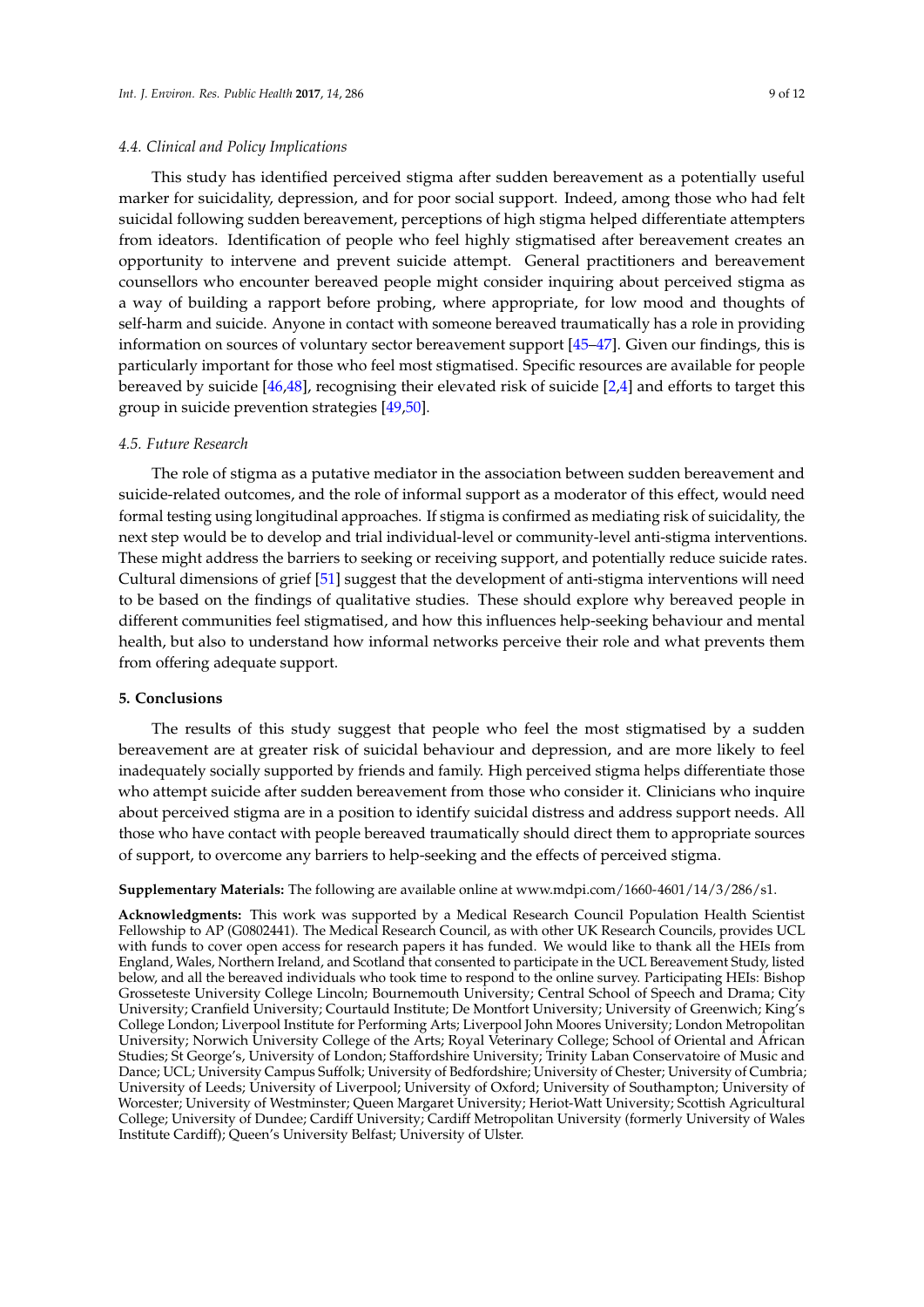### 4.4. Clinical and Policy Implications

This study has identified perceived stigma after sudden bereavement as a potentially useful marker for suicidality, depression, and for poor social support. Indeed, among those who had felt suicidal following sudden bereavement, perceptions of high stigma helped differentiate attempters from ideators. Identification of people who feel highly stigmatised after bereavement creates an opportunity to intervene and prevent suicide attempt. General practitioners and bereavement counsellors who encounter bereaved people might consider inquiring about perceived stigma as a way of building a rapport before probing, where appropriate, for low mood and thoughts of self-harm and suicide. Anyone in contact with someone bereaved traumatically has a role in providing information on sources of voluntary sector bereavement support [45–47]. Given our findings, this is particularly important for those who feel most stigmatised. Specific resources are available for people bereaved by suicide [46,48], recognising their elevated risk of suicide [2,4] and efforts to target this group in suicide prevention strategies [49,50].

### 4.5. Future Research

The role of stigma as a putative mediator in the association between sudden bereavement and suicide-related outcomes, and the role of informal support as a moderator of this effect, would need formal testing using longitudinal approaches. If stigma is confirmed as mediating risk of suicidality, the next step would be to develop and trial individual-level or community-level anti-stigma interventions. These might address the barriers to seeking or receiving support, and potentially reduce suicide rates. Cultural dimensions of grief [51] suggest that the development of anti-stigma interventions will need to be based on the findings of qualitative studies. These should explore why bereaved people in different communities feel stigmatised, and how this influences help-seeking behaviour and mental health, but also to understand how informal networks perceive their role and what prevents them from offering adequate support.

## 5. Conclusions

The results of this study suggest that people who feel the most stigmatised by a sudden bereavement are at greater risk of suicidal behaviour and depression, and are more likely to feel inadequately socially supported by friends and family. High perceived stigma helps differentiate those who attempt suicide after sudden bereavement from those who consider it. Clinicians who inquire about perceived stigma are in a position to identify suicidal distress and address support needs. All those who have contact with people bereaved traumatically should direct them to appropriate sources of support, to overcome any barriers to help-seeking and the effects of perceived stigma.

**Supplementary Materials:** The following are available online at www.mdpi.com/1660-4601/14/3/286/s1.

**Acknowledgments:** This work was supported by a Medical Research Council Population Health Scientist Fellowship to AP (G0802441). The Medical Research Council, as with other UK Research Councils, provides UCL with funds to cover open access for research papers it has funded. We would like to thank all the HEIs from England, Wales, Northern Ireland, and Scotland that consented to participate in the UCL Bereavement Study, listed below, and all the bereaved individuals who took time to respond to the online survey. Participating HEIs: Bishop Grosseteste University College Lincoln; Bournemouth University; Central School of Speech and Drama; City University; Cranfield University; Courtauld Institute; De Montfort University; University of Greenwich; King's College London; Liverpool Institute for Performing Arts; Liverpool John Moores University; London Metropolitan University; Norwich University College of the Arts; Royal Veterinary College; School of Oriental and African Studies; St George's, University of London; Staffordshire University; Trinity Laban Conservatoire of Music and Dance; UCL; University Campus Suffolk; University of Bedfordshire; University of Chester; University of Cumbria; University of Leeds; University of Liverpool; University of Oxford; University of Southampton; University of Worcester; University of Westminster; Queen Margaret University; Heriot-Watt University; Scottish Agricultural College; University of Dundee; Cardiff University; Cardiff Metropolitan University (formerly University of Wales Institute Cardiff); Queen's University Belfast; University of Ulster.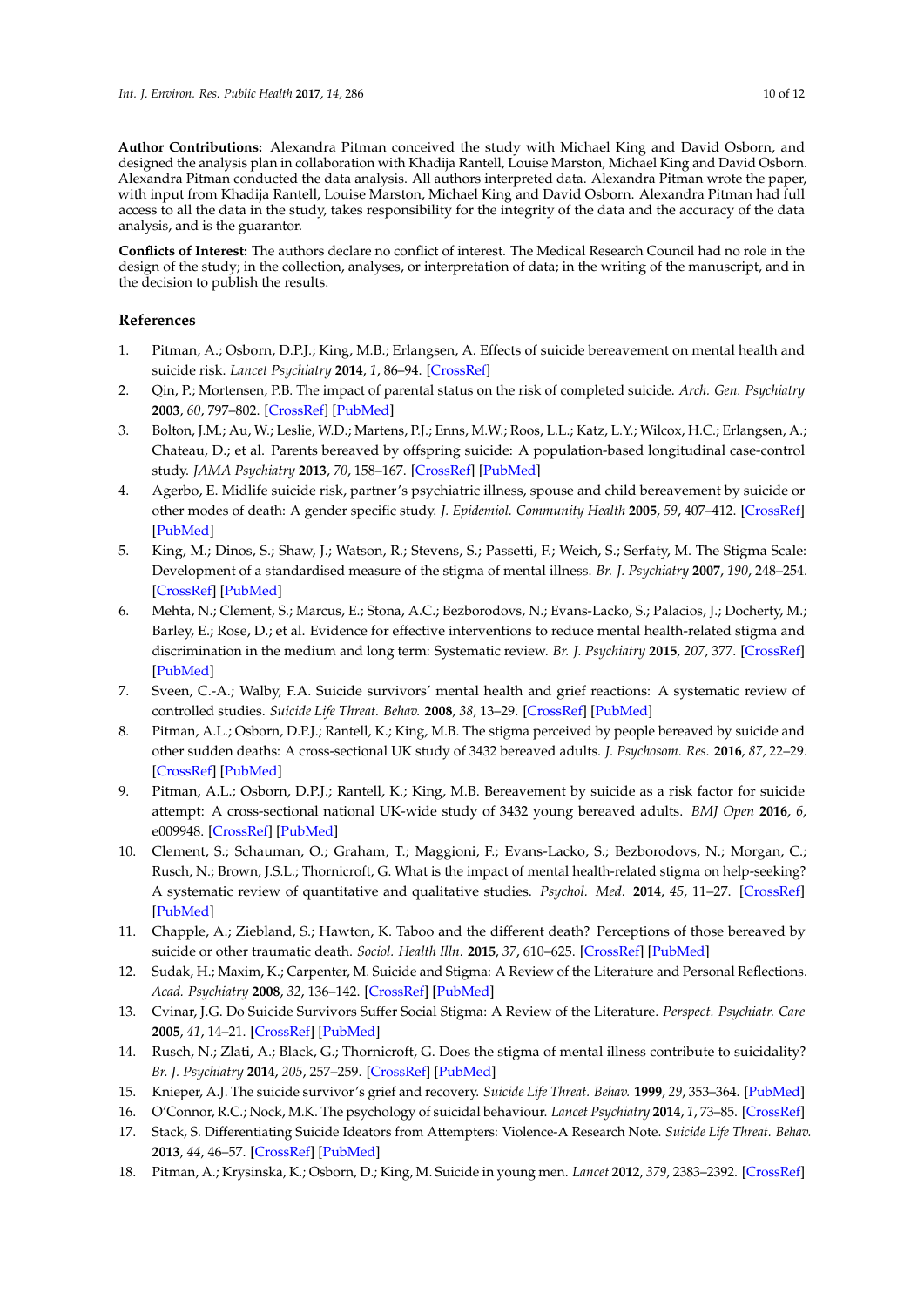**Author Contributions:** Alexandra Pitman conceived the study with Michael King and David Osborn, and designed the analysis plan in collaboration with Khadija Rantell, Louise Marston, Michael King and David Osborn. Alexandra Pitman conducted the data analysis. All authors interpreted data. Alexandra Pitman wrote the paper, with input from Khadija Rantell, Louise Marston, Michael King and David Osborn. Alexandra Pitman had full access to all the data in the study, takes responsibility for the integrity of the data and the accuracy of the data analysis, and is the guarantor.

**Conflicts of Interest:** The authors declare no conflict of interest. The Medical Research Council had no role in the design of the study; in the collection, analyses, or interpretation of data; in the writing of the manuscript, and in the decision to publish the results.

## References

1. Pitman, A.; Osborn, D.P.J.; King, M.B.; Erlangsen, A. Effects of suicide bereavement on mental health and suicide risk. *Lancet Psychiatry* **2014**, *1*, 86–94. [CrossRef]
2. Qin, P.; Mortensen, P.B. The impact of parental status on the risk of completed suicide. *Arch. Gen. Psychiatry* **2003**, *60*, 797–802. [CrossRef] [PubMed]
3. Bolton, J.M.; Au, W.; Leslie, W.D.; Martens, P.J.; Enns, M.W.; Roos, L.L.; Katz, L.Y.; Wilcox, H.C.; Erlangsen, A.; Chateau, D.; et al. Parents bereaved by offspring suicide: A population-based longitudinal case-control study. *JAMA Psychiatry* **2013**, *70*, 158–167. [CrossRef] [PubMed]
4. Agerbo, E. Midlife suicide risk, partner's psychiatric illness, spouse and child bereavement by suicide or other modes of death: A gender specific study. *J. Epidemiol. Community Health* **2005**, *59*, 407–412. [CrossRef] [PubMed]
5. King, M.; Dinos, S.; Shaw, J.; Watson, R.; Stevens, S.; Passetti, F.; Weich, S.; Serfaty, M. The Stigma Scale: Development of a standardised measure of the stigma of mental illness. *Br. J. Psychiatry* **2007**, *190*, 248–254. [CrossRef] [PubMed]
6. Mehta, N.; Clement, S.; Marcus, E.; Stona, A.C.; Bezborodovs, N.; Evans-Lacko, S.; Palacios, J.; Docherty, M.; Barley, E.; Rose, D.; et al. Evidence for effective interventions to reduce mental health-related stigma and discrimination in the medium and long term: Systematic review. *Br. J. Psychiatry* **2015**, *207*, 377. [CrossRef] [PubMed]
7. Sveen, C.-A.; Walby, F.A. Suicide survivors' mental health and grief reactions: A systematic review of controlled studies. *Suicide Life Threat. Behav.* **2008**, *38*, 13–29. [CrossRef] [PubMed]
8. Pitman, A.L.; Osborn, D.P.J.; Rantell, K.; King, M.B. The stigma perceived by people bereaved by suicide and other sudden deaths: A cross-sectional UK study of 3432 bereaved adults. *J. Psychosom. Res.* **2016**, *87*, 22–29. [CrossRef] [PubMed]
9. Pitman, A.L.; Osborn, D.P.J.; Rantell, K.; King, M.B. Bereavement by suicide as a risk factor for suicide attempt: A cross-sectional national UK-wide study of 3432 young bereaved adults. *BMJ Open* **2016**, *6*, e009948. [CrossRef] [PubMed]
10. Clement, S.; Schauman, O.; Graham, T.; Maggioni, F.; Evans-Lacko, S.; Bezborodovs, N.; Morgan, C.; Rusch, N.; Brown, J.S.L.; Thornicroft, G. What is the impact of mental health-related stigma on help-seeking? A systematic review of quantitative and qualitative studies. *Psychol. Med.* **2014**, *45*, 11–27. [CrossRef] [PubMed]
11. Chapple, A.; Ziebland, S.; Hawton, K. Taboo and the different death? Perceptions of those bereaved by suicide or other traumatic death. *Sociol. Health Illn.* **2015**, *37*, 610–625. [CrossRef] [PubMed]
12. Sudak, H.; Maxim, K.; Carpenter, M. Suicide and Stigma: A Review of the Literature and Personal Reflections. *Acad. Psychiatry* **2008**, *32*, 136–142. [CrossRef] [PubMed]
13. Cvinar, J.G. Do Suicide Survivors Suffer Social Stigma: A Review of the Literature. *Perspect. Psychiatr. Care* **2005**, *41*, 14–21. [CrossRef] [PubMed]
14. Rusch, N.; Zlati, A.; Black, G.; Thornicroft, G. Does the stigma of mental illness contribute to suicidality? *Br. J. Psychiatry* **2014**, *205*, 257–259. [CrossRef] [PubMed]
15. Knieper, A.J. The suicide survivor's grief and recovery. *Suicide Life Threat. Behav.* **1999**, *29*, 353–364. [PubMed]
16. O'Connor, R.C.; Nock, M.K. The psychology of suicidal behaviour. *Lancet Psychiatry* **2014**, *1*, 73–85. [CrossRef]
17. Stack, S. Differentiating Suicide Ideators from Attempters: Violence-A Research Note. *Suicide Life Threat. Behav.* **2013**, *44*, 46–57. [CrossRef] [PubMed]
18. Pitman, A.; Krysinska, K.; Osborn, D.; King, M. Suicide in young men. *Lancet* **2012**, *379*, 2383–2392. [CrossRef]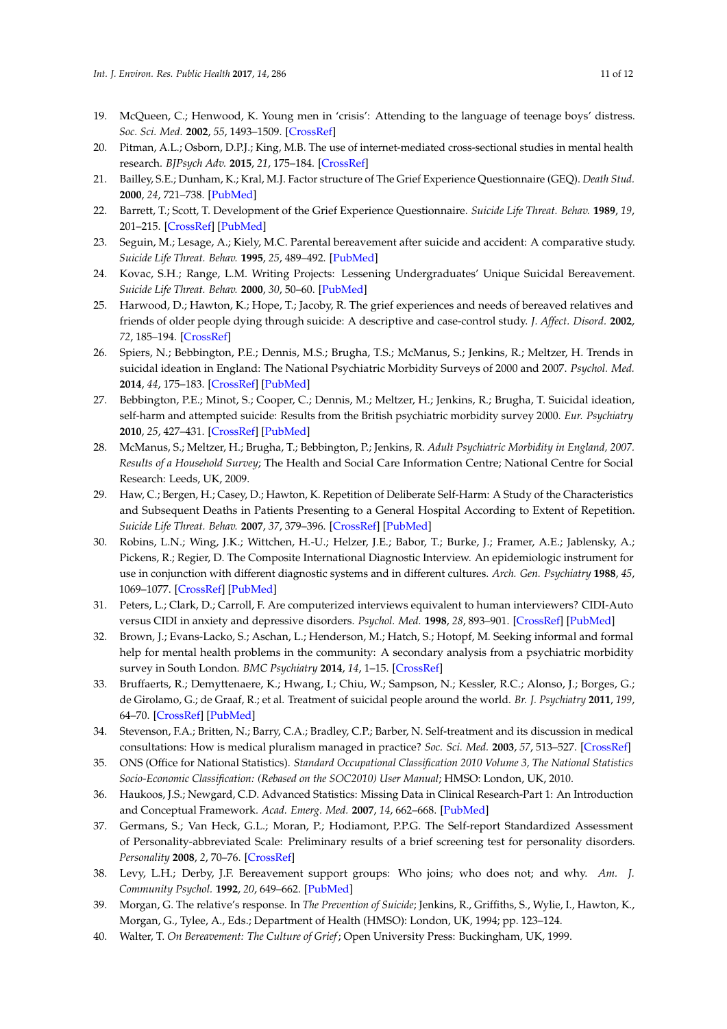19. McQueen, C.; Henwood, K. Young men in 'crisis': Attending to the language of teenage boys' distress. *Soc. Sci. Med.* **2002**, *55*, 1493–1509. [CrossRef]
20. Pitman, A.L.; Osborn, D.P.J.; King, M.B. The use of internet-mediated cross-sectional studies in mental health research. *BJPsych Adv.* **2015**, *21*, 175–184. [CrossRef]
21. Bailley, S.E.; Dunham, K.; Kral, M.J. Factor structure of The Grief Experience Questionnaire (GEQ). *Death Stud.* **2000**, *24*, 721–738. [PubMed]
22. Barrett, T.; Scott, T. Development of the Grief Experience Questionnaire. *Suicide Life Threat. Behav.* **1989**, *19*, 201–215. [CrossRef] [PubMed]
23. Seguin, M.; Lesage, A.; Kiely, M.C. Parental bereavement after suicide and accident: A comparative study. *Suicide Life Threat. Behav.* **1995**, *25*, 489–492. [PubMed]
24. Kovac, S.H.; Range, L.M. Writing Projects: Lessening Undergraduates' Unique Suicidal Bereavement. *Suicide Life Threat. Behav.* **2000**, *30*, 50–60. [PubMed]
25. Harwood, D.; Hawton, K.; Hope, T.; Jacoby, R. The grief experiences and needs of bereaved relatives and friends of older people dying through suicide: A descriptive and case-control study. *J. Affect. Disord.* **2002**, *72*, 185–194. [CrossRef]
26. Spiers, N.; Bebbington, P.E.; Dennis, M.S.; Brugha, T.S.; McManus, S.; Jenkins, R.; Meltzer, H. Trends in suicidal ideation in England: The National Psychiatric Morbidity Surveys of 2000 and 2007. *Psychol. Med.* **2014**, *44*, 175–183. [CrossRef] [PubMed]
27. Bebbington, P.E.; Minot, S.; Cooper, C.; Dennis, M.; Meltzer, H.; Jenkins, R.; Brugha, T. Suicidal ideation, self-harm and attempted suicide: Results from the British psychiatric morbidity survey 2000. *Eur. Psychiatry* **2010**, *25*, 427–431. [CrossRef] [PubMed]
28. McManus, S.; Meltzer, H.; Brugha, T.; Bebbington, P.; Jenkins, R. *Adult Psychiatric Morbidity in England, 2007. Results of a Household Survey*; The Health and Social Care Information Centre; National Centre for Social Research: Leeds, UK, 2009.
29. Haw, C.; Bergen, H.; Casey, D.; Hawton, K. Repetition of Deliberate Self-Harm: A Study of the Characteristics and Subsequent Deaths in Patients Presenting to a General Hospital According to Extent of Repetition. *Suicide Life Threat. Behav.* **2007**, *37*, 379–396. [CrossRef] [PubMed]
30. Robins, L.N.; Wing, J.K.; Wittchen, H.-U.; Helzer, J.E.; Babor, T.; Burke, J.; Framer, A.E.; Jablensky, A.; Pickens, R.; Regier, D. The Composite International Diagnostic Interview. An epidemiologic instrument for use in conjunction with different diagnostic systems and in different cultures. *Arch. Gen. Psychiatry* **1988**, *45*, 1069–1077. [CrossRef] [PubMed]
31. Peters, L.; Clark, D.; Carroll, F. Are computerized interviews equivalent to human interviewers? CIDI-Auto versus CIDI in anxiety and depressive disorders. *Psychol. Med.* **1998**, *28*, 893–901. [CrossRef] [PubMed]
32. Brown, J.; Evans-Lacko, S.; Aschan, L.; Henderson, M.; Hatch, S.; Hotopf, M. Seeking informal and formal help for mental health problems in the community: A secondary analysis from a psychiatric morbidity survey in South London. *BMC Psychiatry* **2014**, *14*, 1–15. [CrossRef]
33. Bruffaerts, R.; Demyttenaere, K.; Hwang, I.; Chiu, W.; Sampson, N.; Kessler, R.C.; Alonso, J.; Borges, G.; de Girolamo, G.; de Graaf, R.; et al. Treatment of suicidal people around the world. *Br. J. Psychiatry* **2011**, *199*, 64–70. [CrossRef] [PubMed]
34. Stevenson, F.A.; Britten, N.; Barry, C.A.; Bradley, C.P.; Barber, N. Self-treatment and its discussion in medical consultations: How is medical pluralism managed in practice? *Soc. Sci. Med.* **2003**, *57*, 513–527. [CrossRef]
35. ONS (Office for National Statistics). *Standard Occupational Classification 2010 Volume 3, The National Statistics Socio-Economic Classification: (Rebased on the SOC2010) User Manual*; HMSO: London, UK, 2010.
36. Haukoos, J.S.; Newgard, C.D. Advanced Statistics: Missing Data in Clinical Research-Part 1: An Introduction and Conceptual Framework. *Acad. Emerg. Med.* **2007**, *14*, 662–668. [PubMed]
37. Germans, S.; Van Heck, G.L.; Moran, P.; Hodiamont, P.P.G. The Self-report Standardized Assessment of Personality-abbreviated Scale: Preliminary results of a brief screening test for personality disorders. *Personality* **2008**, *2*, 70–76. [CrossRef]
38. Levy, L.H.; Derby, J.F. Bereavement support groups: Who joins; who does not; and why. *Am. J. Community Psychol.* **1992**, *20*, 649–662. [PubMed]
39. Morgan, G. The relative's response. In *The Prevention of Suicide*; Jenkins, R., Griffiths, S., Wylie, I., Hawton, K., Morgan, G., Tylee, A., Eds.; Department of Health (HMSO): London, UK, 1994; pp. 123–124.
40. Walter, T. *On Bereavement: The Culture of Grief*; Open University Press: Buckingham, UK, 1999.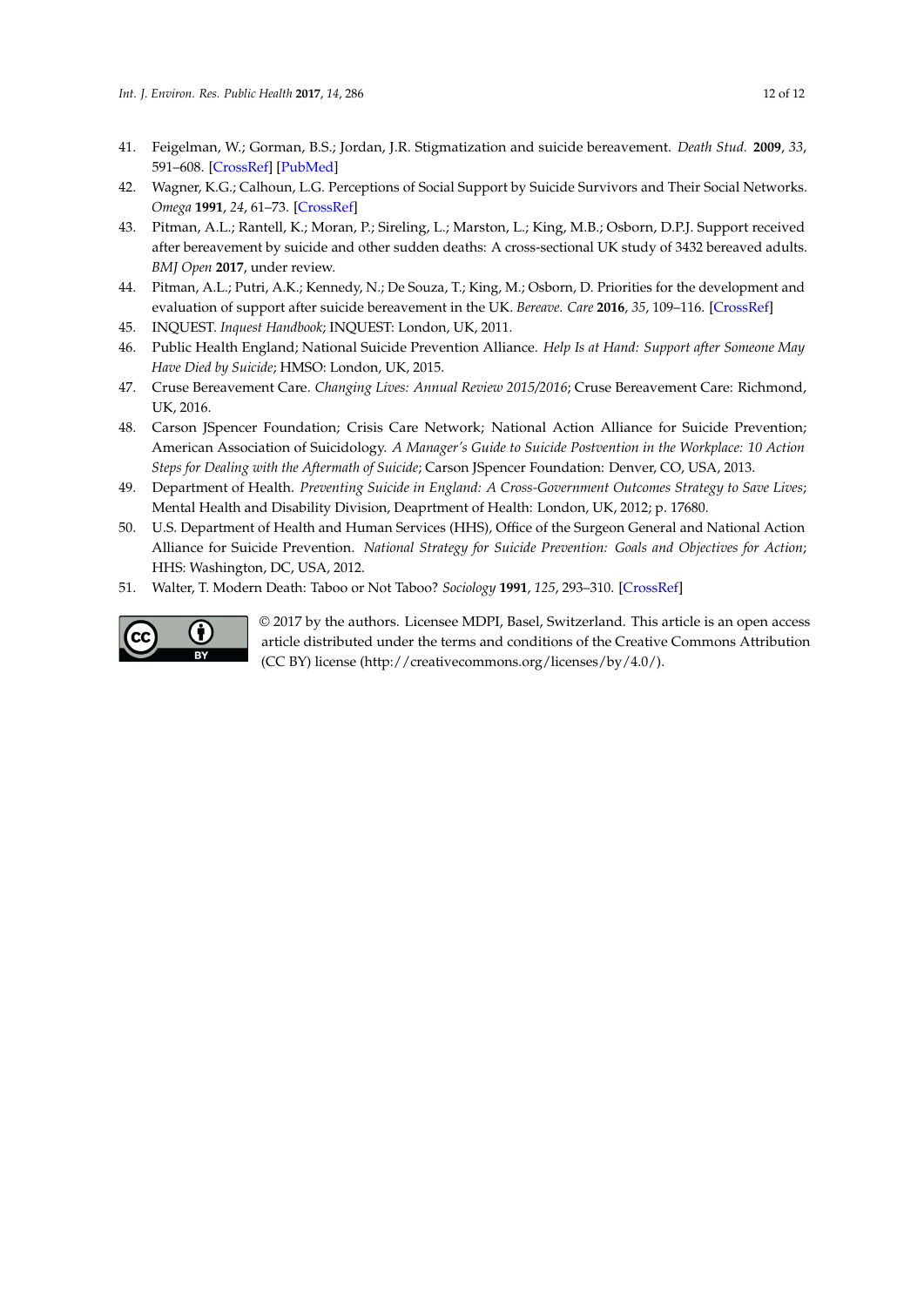41. Feigelman, W.; Gorman, B.S.; Jordan, J.R. Stigmatization and suicide bereavement. *Death Stud.* **2009**, *33*, 591–608. [CrossRef] [PubMed]
42. Wagner, K.G.; Calhoun, L.G. Perceptions of Social Support by Suicide Survivors and Their Social Networks. *Omega* **1991**, *24*, 61–73. [CrossRef]
43. Pitman, A.L.; Rantell, K.; Moran, P.; Sireling, L.; Marston, L.; King, M.B.; Osborn, D.P.J. Support received after bereavement by suicide and other sudden deaths: A cross-sectional UK study of 3432 bereaved adults. *BMJ Open* **2017**, under review.
44. Pitman, A.L.; Putri, A.K.; Kennedy, N.; De Souza, T.; King, M.; Osborn, D. Priorities for the development and evaluation of support after suicide bereavement in the UK. *Bereave. Care* **2016**, *35*, 109–116. [CrossRef]
45. INQUEST. *Inquest Handbook*; INQUEST: London, UK, 2011.
46. Public Health England; National Suicide Prevention Alliance. *Help Is at Hand: Support after Someone May Have Died by Suicide*; HMSO: London, UK, 2015.
47. Cruse Bereavement Care. *Changing Lives: Annual Review 2015/2016*; Cruse Bereavement Care: Richmond, UK, 2016.
48. Carson JSpencer Foundation; Crisis Care Network; National Action Alliance for Suicide Prevention; American Association of Suicidology. *A Manager's Guide to Suicide Postvention in the Workplace: 10 Action Steps for Dealing with the Aftermath of Suicide*; Carson JSpencer Foundation: Denver, CO, USA, 2013.
49. Department of Health. *Preventing Suicide in England: A Cross-Government Outcomes Strategy to Save Lives*; Mental Health and Disability Division, Deaprtment of Health: London, UK, 2012; p. 17680.
50. U.S. Department of Health and Human Services (HHS), Office of the Surgeon General and National Action Alliance for Suicide Prevention. *National Strategy for Suicide Prevention: Goals and Objectives for Action*; HHS: Washington, DC, USA, 2012.
51. Walter, T. Modern Death: Taboo or Not Taboo? *Sociology* **1991**, *125*, 293–310. [CrossRef]

© 2017 by the authors. Licensee MDPI, Basel, Switzerland. This article is an open access article distributed under the terms and conditions of the Creative Commons Attribution (CC BY) license (http://creativecommons.org/licenses/by/4.0/).